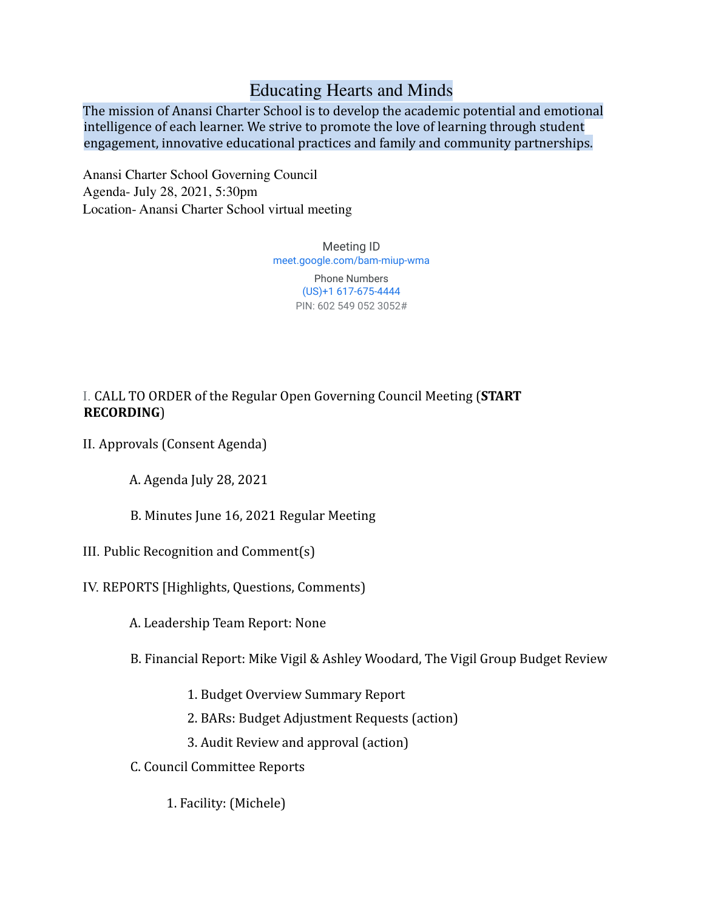# Educating Hearts and Minds

The mission of Anansi Charter School is to develop the academic potential and emotional intelligence of each learner. We strive to promote the love of learning through student engagement, innovative educational practices and family and community partnerships.

Anansi Charter School Governing Council
Agenda- July 28, 2021, 5:30pm
Location- Anansi Charter School virtual meeting

Meeting ID
meet.google.com/bam-miup-wma

Phone Numbers
(US)+1 617-675-4444
PIN: 602 549 052 3052#

I. CALL TO ORDER of the Regular Open Governing Council Meeting (**START RECORDING**)

II. Approvals (Consent Agenda)

A. Agenda July 28, 2021

B. Minutes June 16, 2021 Regular Meeting

III. Public Recognition and Comment(s)

IV. REPORTS [Highlights, Questions, Comments)

A. Leadership Team Report: None

B. Financial Report: Mike Vigil & Ashley Woodard, The Vigil Group Budget Review

1. Budget Overview Summary Report
2. BARs: Budget Adjustment Requests (action)
3. Audit Review and approval (action)

C. Council Committee Reports

1. Facility: (Michele)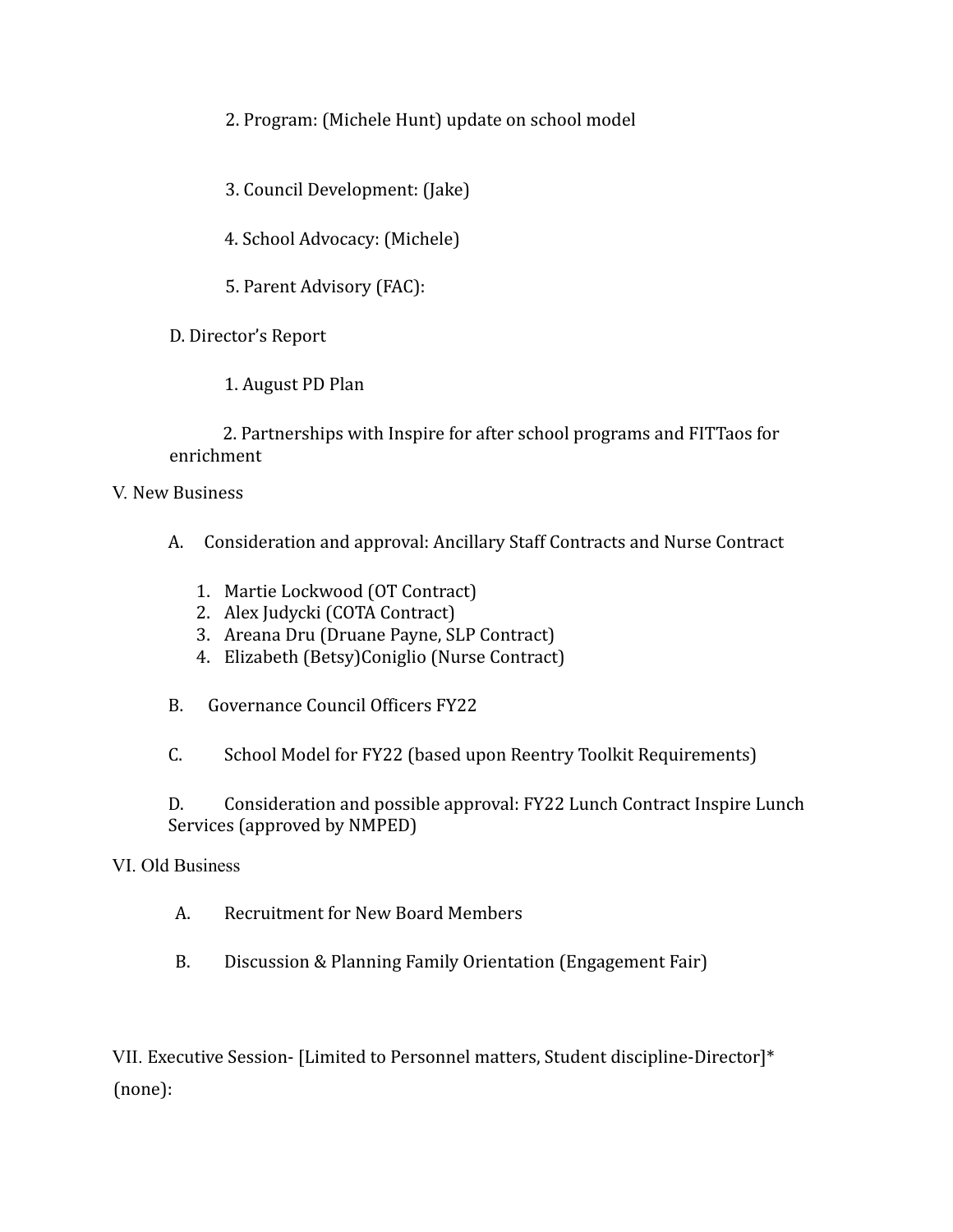2. Program: (Michele Hunt) update on school model

3. Council Development: (Jake)

4. School Advocacy: (Michele)

5. Parent Advisory (FAC):

D. Director's Report

1. August PD Plan

2. Partnerships with Inspire for after school programs and FITTaos for enrichment

V. New Business

A. Consideration and approval: Ancillary Staff Contracts and Nurse Contract

1. Martie Lockwood (OT Contract)
2. Alex Judycki (COTA Contract)
3. Areana Dru (Druane Payne, SLP Contract)
4. Elizabeth (Betsy)Coniglio (Nurse Contract)

B. Governance Council Officers FY22

C. School Model for FY22 (based upon Reentry Toolkit Requirements)

D. Consideration and possible approval: FY22 Lunch Contract Inspire Lunch Services (approved by NMPED)

VI. Old Business

A. Recruitment for New Board Members

B. Discussion & Planning Family Orientation (Engagement Fair)

VII. Executive Session- [Limited to Personnel matters, Student discipline-Director]*

(none):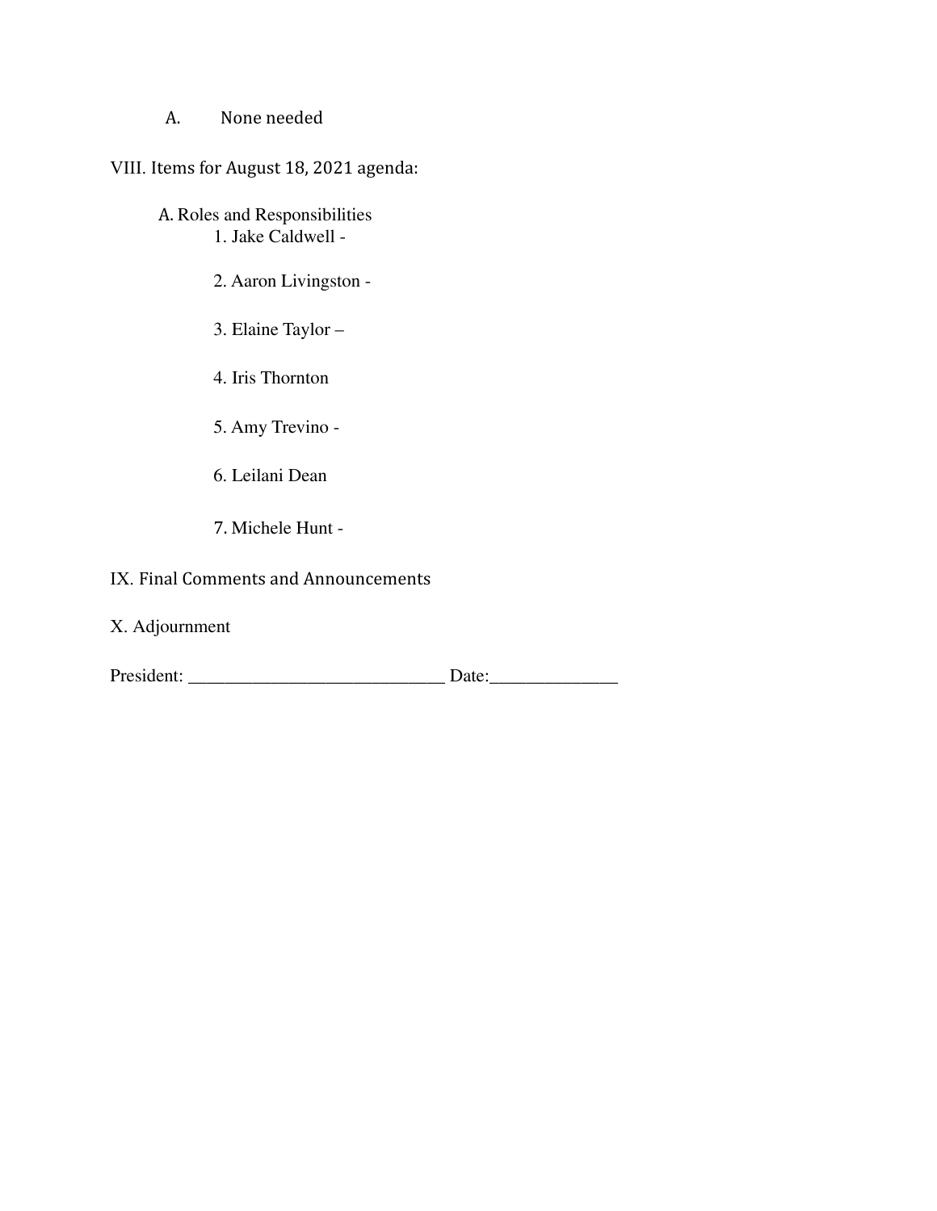A. None needed

VIII. Items for August 18, 2021 agenda:

A. Roles and Responsibilities

1. Jake Caldwell -

2. Aaron Livingston -

3. Elaine Taylor –

4. Iris Thornton

5. Amy Trevino -

6. Leilani Dean

7. Michele Hunt -

IX. Final Comments and Announcements

X. Adjournment

President: ____________________________ Date:______________